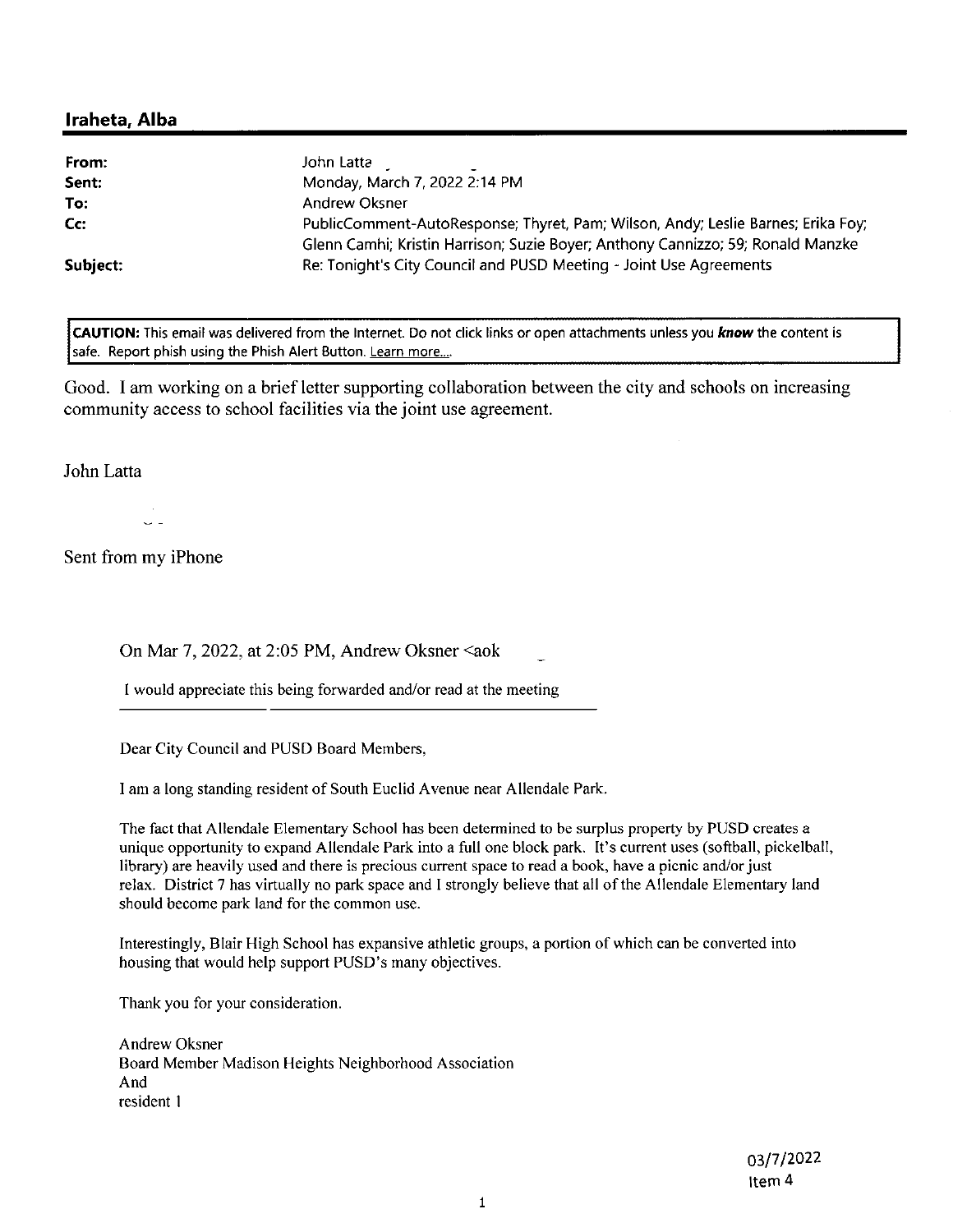## Iraheta, Alba

| | |
|---|---|
| **From:** | John Latta |
| **Sent:** | Monday, March 7, 2022 2:14 PM |
| **To:** | Andrew Oksner |
| **Cc:** | PublicComment-AutoResponse; Thyret, Pam; Wilson, Andy; Leslie Barnes; Erika Foy; Glenn Camhi; Kristin Harrison; Suzie Boyer; Anthony Cannizzo; 59; Ronald Manzke |
| **Subject:** | Re: Tonight's City Council and PUSD Meeting - Joint Use Agreements |

**CAUTION:** This email was delivered from the Internet. Do not click links or open attachments unless you ***know*** the content is safe. Report phish using the Phish Alert Button. Learn more....

Good. I am working on a brief letter supporting collaboration between the city and schools on increasing community access to school facilities via the joint use agreement.

John Latta

Sent from my iPhone

> On Mar 7, 2022, at 2:05 PM, Andrew Oksner <aok
>
> I would appreciate this being forwarded and/or read at the meeting
>
> Dear City Council and PUSD Board Members,
>
> I am a long standing resident of South Euclid Avenue near Allendale Park.
>
> The fact that Allendale Elementary School has been determined to be surplus property by PUSD creates a unique opportunity to expand Allendale Park into a full one block park. It's current uses (softball, pickelball, library) are heavily used and there is precious current space to read a book, have a picnic and/or just relax. District 7 has virtually no park space and I strongly believe that all of the Allendale Elementary land should become park land for the common use.
>
> Interestingly, Blair High School has expansive athletic groups, a portion of which can be converted into housing that would help support PUSD's many objectives.
>
> Thank you for your consideration.
>
> Andrew Oksner
> Board Member Madison Heights Neighborhood Association
> And
> resident 1

03/7/2022
Item 4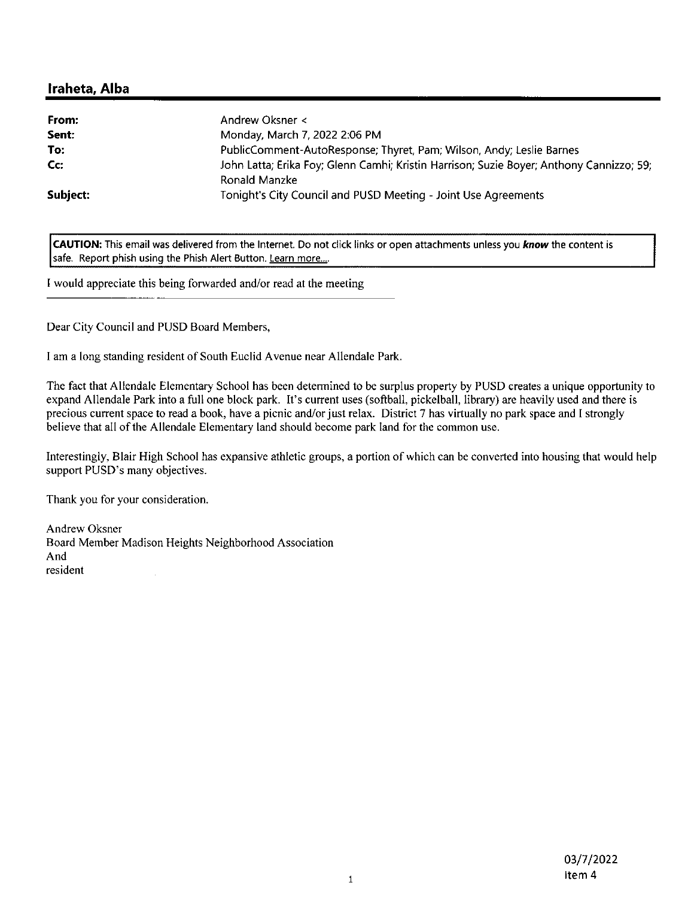## Iraheta, Alba

| | |
|---|---|
| **From:** | Andrew Oksner < |
| **Sent:** | Monday, March 7, 2022 2:06 PM |
| **To:** | PublicComment-AutoResponse; Thyret, Pam; Wilson, Andy; Leslie Barnes |
| **Cc:** | John Latta; Erika Foy; Glenn Camhi; Kristin Harrison; Suzie Boyer; Anthony Cannizzo; 59; Ronald Manzke |
| **Subject:** | Tonight's City Council and PUSD Meeting - Joint Use Agreements |

**CAUTION:** This email was delivered from the Internet. Do not click links or open attachments unless you ***know*** the content is safe. Report phish using the Phish Alert Button. Learn more....

I would appreciate this being forwarded and/or read at the meeting

---

Dear City Council and PUSD Board Members,

I am a long standing resident of South Euclid Avenue near Allendale Park.

The fact that Allendale Elementary School has been determined to be surplus property by PUSD creates a unique opportunity to expand Allendale Park into a full one block park. It's current uses (softball, pickelball, library) are heavily used and there is precious current space to read a book, have a picnic and/or just relax. District 7 has virtually no park space and I strongly believe that all of the Allendale Elementary land should become park land for the common use.

Interestingly, Blair High School has expansive athletic groups, a portion of which can be converted into housing that would help support PUSD's many objectives.

Thank you for your consideration.

Andrew Oksner
Board Member Madison Heights Neighborhood Association
And
resident

03/7/2022
Item 4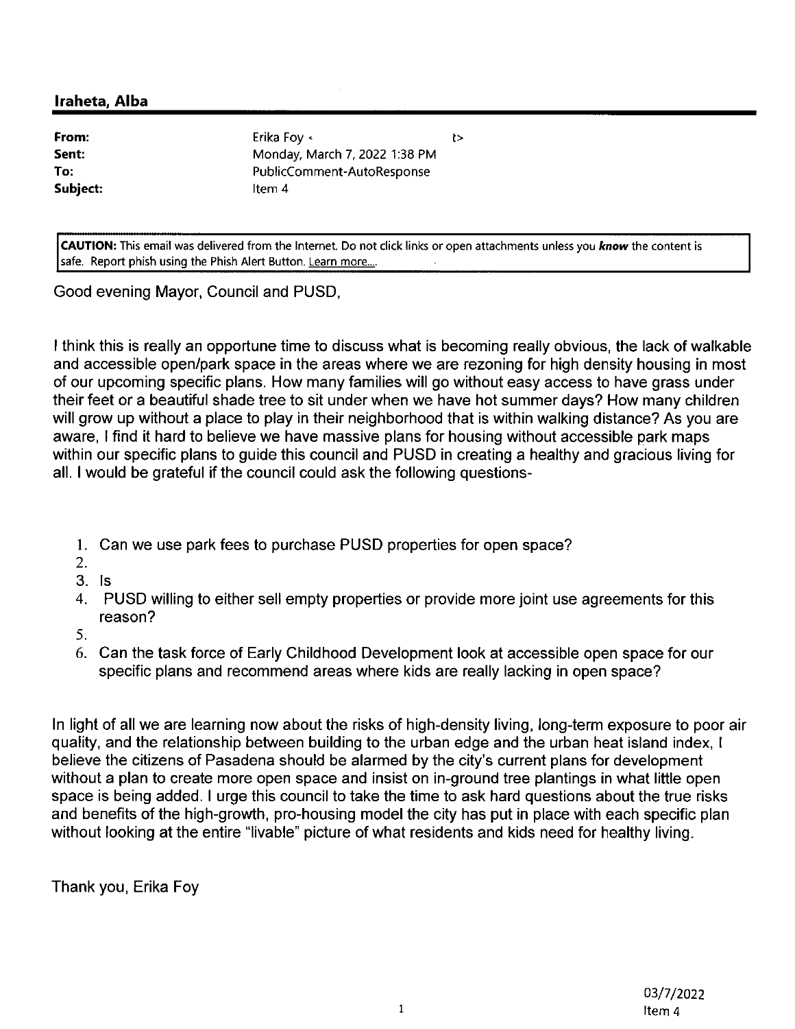**Iraheta, Alba**

| | |
|---|---|
| **From:** | Erika Foy < t> |
| **Sent:** | Monday, March 7, 2022 1:38 PM |
| **To:** | PublicComment-AutoResponse |
| **Subject:** | Item 4 |

**CAUTION:** This email was delivered from the Internet. Do not click links or open attachments unless you ***know*** the content is safe. Report phish using the Phish Alert Button. Learn more....

Good evening Mayor, Council and PUSD,

I think this is really an opportune time to discuss what is becoming really obvious, the lack of walkable and accessible open/park space in the areas where we are rezoning for high density housing in most of our upcoming specific plans. How many families will go without easy access to have grass under their feet or a beautiful shade tree to sit under when we have hot summer days? How many children will grow up without a place to play in their neighborhood that is within walking distance? As you are aware, I find it hard to believe we have massive plans for housing without accessible park maps within our specific plans to guide this council and PUSD in creating a healthy and gracious living for all. I would be grateful if the council could ask the following questions-

1. Can we use park fees to purchase PUSD properties for open space?
2. 
3. Is
4. PUSD willing to either sell empty properties or provide more joint use agreements for this reason?
5. 
6. Can the task force of Early Childhood Development look at accessible open space for our specific plans and recommend areas where kids are really lacking in open space?

In light of all we are learning now about the risks of high-density living, long-term exposure to poor air quality, and the relationship between building to the urban edge and the urban heat island index, I believe the citizens of Pasadena should be alarmed by the city's current plans for development without a plan to create more open space and insist on in-ground tree plantings in what little open space is being added. I urge this council to take the time to ask hard questions about the true risks and benefits of the high-growth, pro-housing model the city has put in place with each specific plan without looking at the entire "livable" picture of what residents and kids need for healthy living.

Thank you, Erika Foy

03/7/2022
Item 4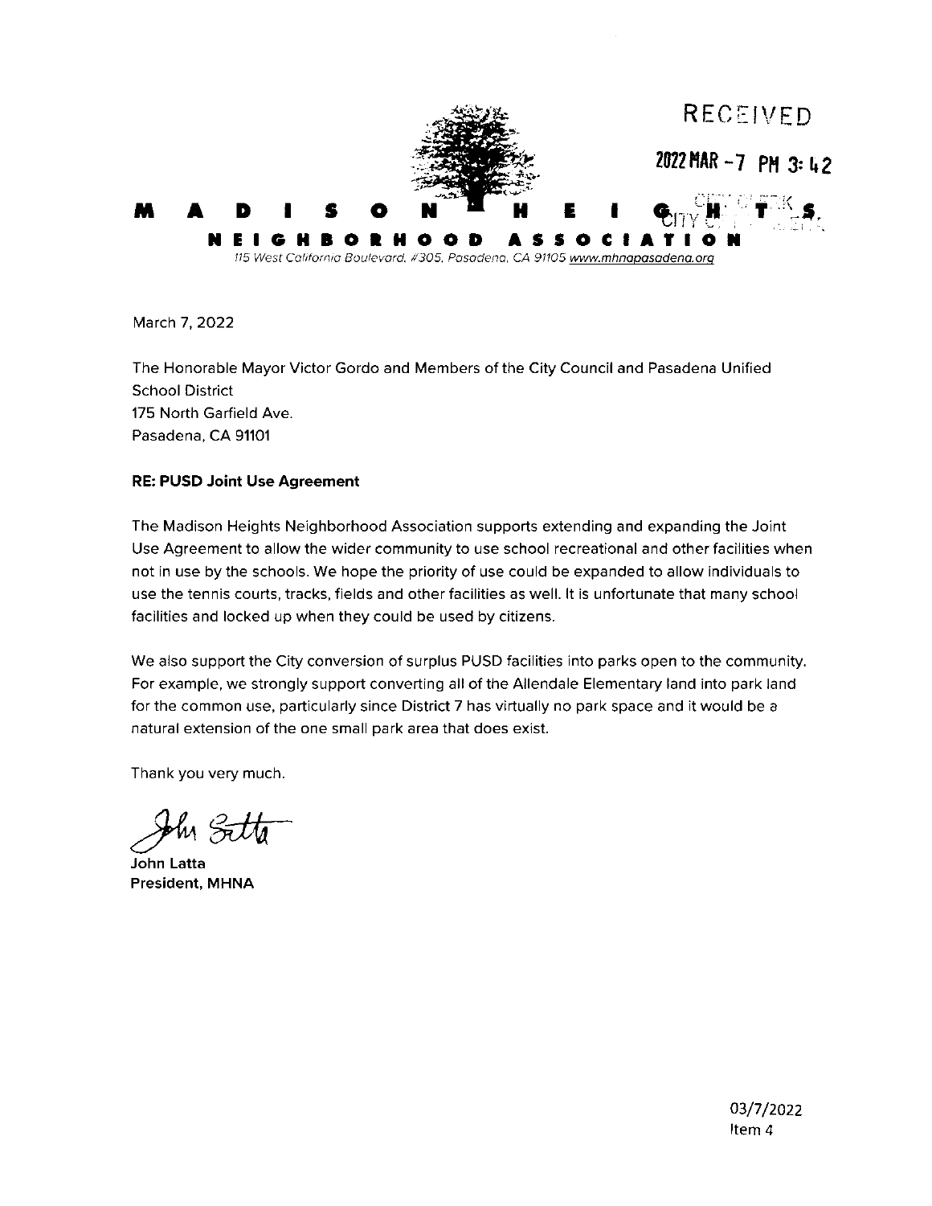RECEIVED

2022 MAR -7 PM 3:42

CITY CLERK
CITY OF PASADENA

**MADISON HEIGHTS**
**NEIGHBORHOOD ASSOCIATION**

*115 West California Boulevard, #305, Pasadena, CA 91105 www.mhnapasadena.org*

March 7, 2022

The Honorable Mayor Victor Gordo and Members of the City Council and Pasadena Unified School District
175 North Garfield Ave.
Pasadena, CA 91101

**RE: PUSD Joint Use Agreement**

The Madison Heights Neighborhood Association supports extending and expanding the Joint Use Agreement to allow the wider community to use school recreational and other facilities when not in use by the schools. We hope the priority of use could be expanded to allow individuals to use the tennis courts, tracks, fields and other facilities as well. It is unfortunate that many school facilities and locked up when they could be used by citizens.

We also support the City conversion of surplus PUSD facilities into parks open to the community. For example, we strongly support converting all of the Allendale Elementary land into park land for the common use, particularly since District 7 has virtually no park space and it would be a natural extension of the one small park area that does exist.

Thank you very much.

John Latta

**John Latta**
**President, MHNA**

03/7/2022
Item 4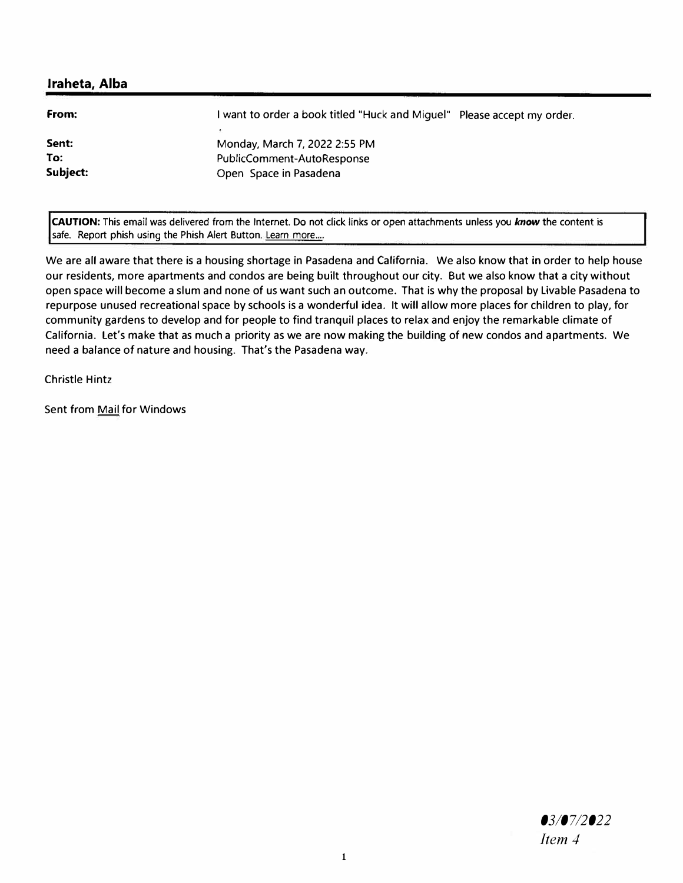**Iraheta, Alba**

| | |
|---|---|
| **From:** | I want to order a book titled "Huck and Miguel" Please accept my order. |
| **Sent:** | Monday, March 7, 2022 2:55 PM |
| **To:** | PublicComment-AutoResponse |
| **Subject:** | Open Space in Pasadena |

**CAUTION:** This email was delivered from the Internet. Do not click links or open attachments unless you ***know*** the content is safe. Report phish using the Phish Alert Button. Learn more....

We are all aware that there is a housing shortage in Pasadena and California. We also know that in order to help house our residents, more apartments and condos are being built throughout our city. But we also know that a city without open space will become a slum and none of us want such an outcome. That is why the proposal by Livable Pasadena to repurpose unused recreational space by schools is a wonderful idea. It will allow more places for children to play, for community gardens to develop and for people to find tranquil places to relax and enjoy the remarkable climate of California. Let's make that as much a priority as we are now making the building of new condos and apartments. We need a balance of nature and housing. That's the Pasadena way.

Christle Hintz

Sent from Mail for Windows

*03/07/2022*
*Item 4*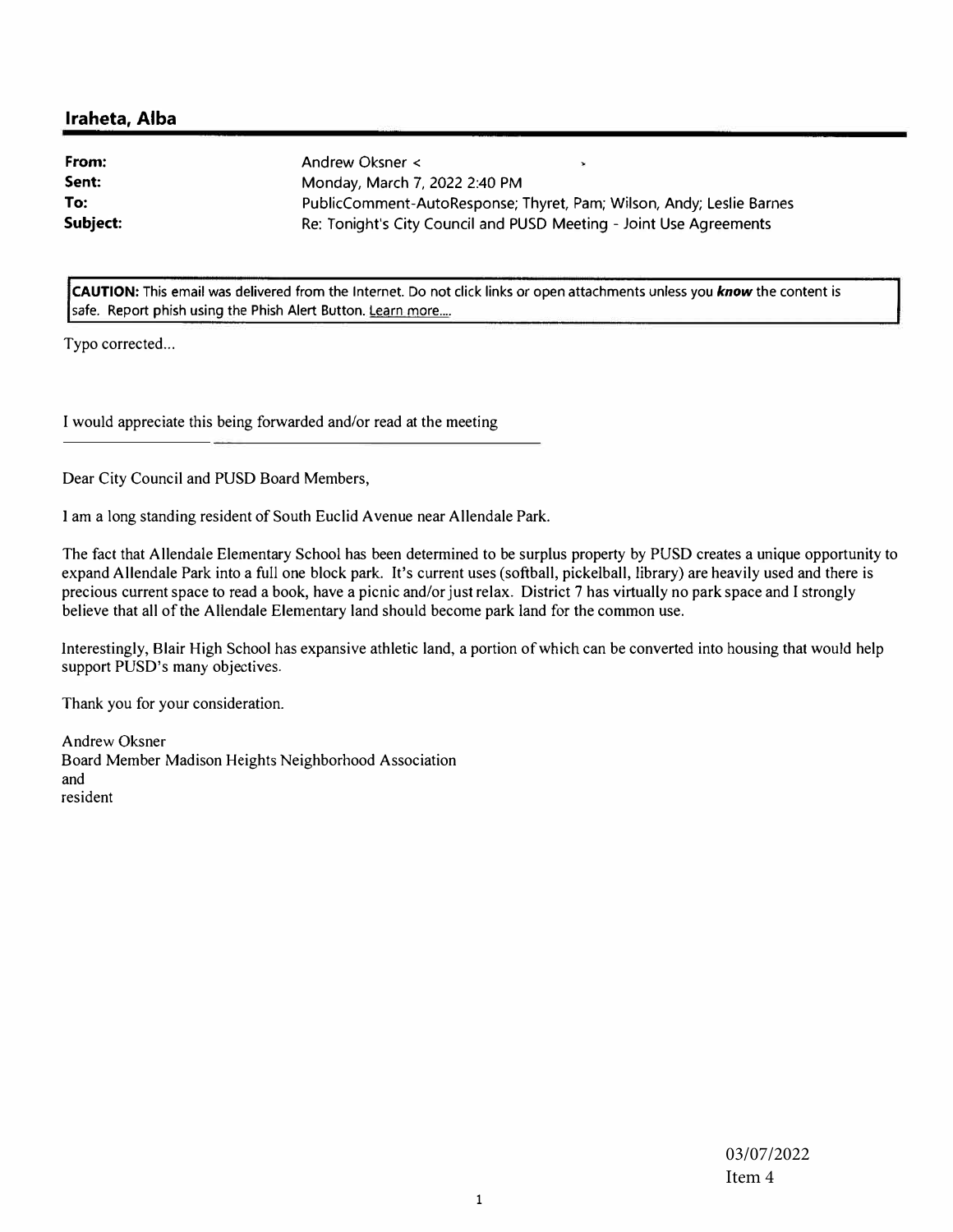## Iraheta, Alba

| | |
|---|---|
| **From:** | Andrew Oksner < |
| **Sent:** | Monday, March 7, 2022 2:40 PM |
| **To:** | PublicComment-AutoResponse; Thyret, Pam; Wilson, Andy; Leslie Barnes |
| **Subject:** | Re: Tonight's City Council and PUSD Meeting - Joint Use Agreements |

**CAUTION:** This email was delivered from the Internet. Do not click links or open attachments unless you ***know*** the content is safe. Report phish using the Phish Alert Button. Learn more....

Typo corrected...

I would appreciate this being forwarded and/or read at the meeting

Dear City Council and PUSD Board Members,

I am a long standing resident of South Euclid Avenue near Allendale Park.

The fact that Allendale Elementary School has been determined to be surplus property by PUSD creates a unique opportunity to expand Allendale Park into a full one block park. It's current uses (softball, pickelball, library) are heavily used and there is precious current space to read a book, have a picnic and/or just relax. District 7 has virtually no park space and I strongly believe that all of the Allendale Elementary land should become park land for the common use.

Interestingly, Blair High School has expansive athletic land, a portion of which can be converted into housing that would help support PUSD's many objectives.

Thank you for your consideration.

Andrew Oksner
Board Member Madison Heights Neighborhood Association
and
resident

03/07/2022
Item 4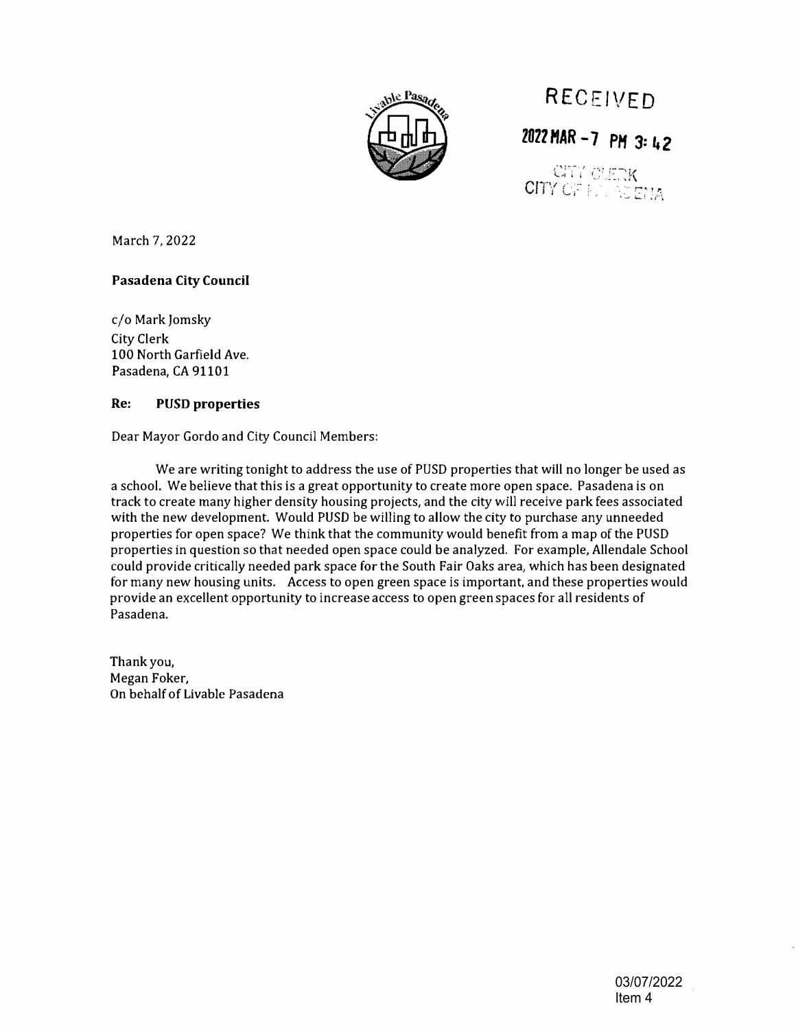RECEIVED

2022 MAR -7 PM 3:42

CITY CLERK
CITY OF PASADENA

March 7, 2022

**Pasadena City Council**

c/o Mark Jomsky
City Clerk
100 North Garfield Ave.
Pasadena, CA 91101

**Re: PUSD properties**

Dear Mayor Gordo and City Council Members:

We are writing tonight to address the use of PUSD properties that will no longer be used as a school. We believe that this is a great opportunity to create more open space. Pasadena is on track to create many higher density housing projects, and the city will receive park fees associated with the new development. Would PUSD be willing to allow the city to purchase any unneeded properties for open space? We think that the community would benefit from a map of the PUSD properties in question so that needed open space could be analyzed. For example, Allendale School could provide critically needed park space for the South Fair Oaks area, which has been designated for many new housing units. Access to open green space is important, and these properties would provide an excellent opportunity to increase access to open green spaces for all residents of Pasadena.

Thank you,
Megan Foker,
On behalf of Livable Pasadena

03/07/2022
Item 4